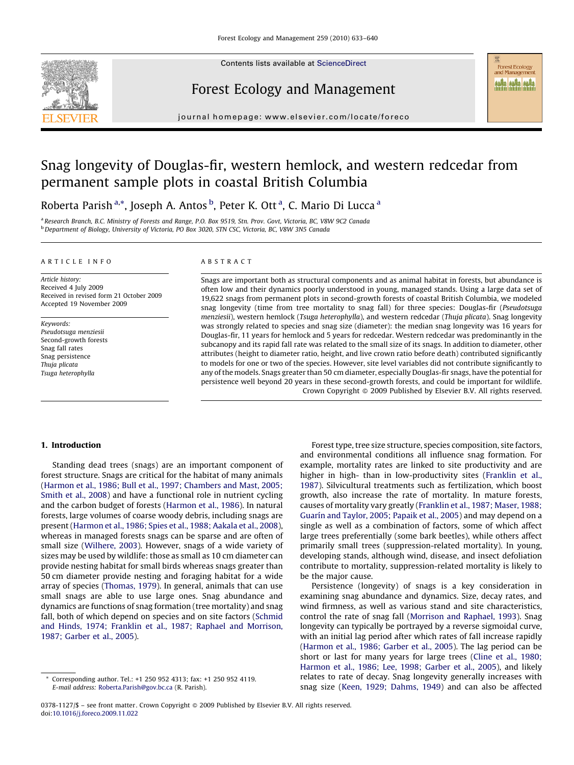# Snag longevity of Douglas-fir, western hemlock, and western redcedar from permanent sample plots in coastal British Columbia

Roberta Parish [a,*], Joseph A. Antos [b], Peter K. Ott [a], C. Mario Di Lucca [a]

[a] Research Branch, B.C. Ministry of Forests and Range, P.O. Box 9519, Stn. Prov. Govt, Victoria, BC, V8W 9C2 Canada
[b] Department of Biology, University of Victoria, PO Box 3020, STN CSC, Victoria, BC, V8W 3N5 Canada

**ARTICLE INFO**

*Article history:*
Received 4 July 2009
Received in revised form 21 October 2009
Accepted 19 November 2009

*Keywords:*
*Pseudotsuga menziesii*
Second-growth forests
Snag fall rates
Snag persistence
*Thuja plicata*
*Tsuga heterophylla*

**ABSTRACT**

Snags are important both as structural components and as animal habitat in forests, but abundance is often low and their dynamics poorly understood in young, managed stands. Using a large data set of 19,622 snags from permanent plots in second-growth forests of coastal British Columbia, we modeled snag longevity (time from tree mortality to snag fall) for three species: Douglas-fir (*Pseudotsuga menziesii*), western hemlock (*Tsuga heterophylla*), and western redcedar (*Thuja plicata*). Snag longevity was strongly related to species and snag size (diameter): the median snag longevity was 16 years for Douglas-fir, 11 years for hemlock and 5 years for redcedar. Western redcedar was predominantly in the subcanopy and its rapid fall rate was related to the small size of its snags. In addition to diameter, other attributes (height to diameter ratio, height, and live crown ratio before death) contributed significantly to models for one or two of the species. However, site level variables did not contribute significantly to any of the models. Snags greater than 50 cm diameter, especially Douglas-fir snags, have the potential for persistence well beyond 20 years in these second-growth forests, and could be important for wildlife.

Crown Copyright © 2009 Published by Elsevier B.V. All rights reserved.

## 1. Introduction

Standing dead trees (snags) are an important component of forest structure. Snags are critical for the habitat of many animals (Harmon et al., 1986; Bull et al., 1997; Chambers and Mast, 2005; Smith et al., 2008) and have a functional role in nutrient cycling and the carbon budget of forests (Harmon et al., 1986). In natural forests, large volumes of coarse woody debris, including snags are present (Harmon et al., 1986; Spies et al., 1988; Aakala et al., 2008), whereas in managed forests snags can be sparse and are often of small size (Wilhere, 2003). However, snags of a wide variety of sizes may be used by wildlife: those as small as 10 cm diameter can provide nesting habitat for small birds whereas snags greater than 50 cm diameter provide nesting and foraging habitat for a wide array of species (Thomas, 1979). In general, animals that can use small snags are able to use large ones. Snag abundance and dynamics are functions of snag formation (tree mortality) and snag fall, both of which depend on species and on site factors (Schmid and Hinds, 1974; Franklin et al., 1987; Raphael and Morrison, 1987; Garber et al., 2005).

Forest type, tree size structure, species composition, site factors, and environmental conditions all influence snag formation. For example, mortality rates are linked to site productivity and are higher in high- than in low-productivity sites (Franklin et al., 1987). Silvicultural treatments such as fertilization, which boost growth, also increase the rate of mortality. In mature forests, causes of mortality vary greatly (Franklin et al., 1987; Maser, 1988; Guarín and Taylor, 2005; Papaik et al., 2005) and may depend on a single as well as a combination of factors, some of which affect large trees preferentially (some bark beetles), while others affect primarily small trees (suppression-related mortality). In young, developing stands, although wind, disease, and insect defoliation contribute to mortality, suppression-related mortality is likely to be the major cause.

Persistence (longevity) of snags is a key consideration in examining snag abundance and dynamics. Size, decay rates, and wind firmness, as well as various stand and site characteristics, control the rate of snag fall (Morrison and Raphael, 1993). Snag longevity can typically be portrayed by a reverse sigmoidal curve, with an initial lag period after which rates of fall increase rapidly (Harmon et al., 1986; Garber et al., 2005). The lag period can be short or last for many years for large trees (Cline et al., 1980; Harmon et al., 1986; Lee, 1998; Garber et al., 2005), and likely relates to rate of decay. Snag longevity generally increases with snag size (Keen, 1929; Dahms, 1949) and can also be affected

\* Corresponding author. Tel.: +1 250 952 4313; fax: +1 250 952 4119.
E-mail address: Roberta.Parish@gov.bc.ca (R. Parish).

0378-1127/$ – see front matter. Crown Copyright © 2009 Published by Elsevier B.V. All rights reserved.
doi:10.1016/j.foreco.2009.11.022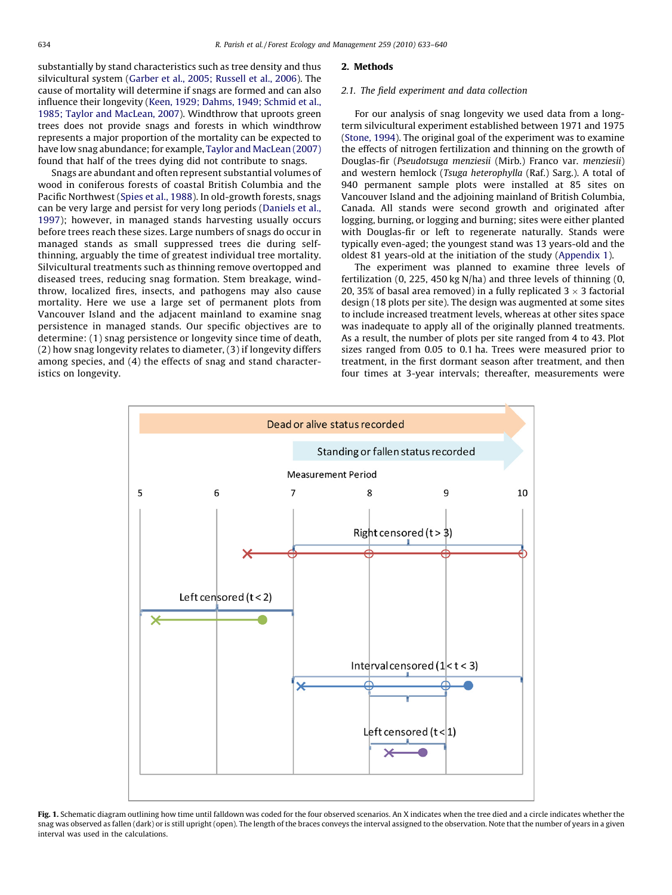substantially by stand characteristics such as tree density and thus silvicultural system (Garber et al., 2005; Russell et al., 2006). The cause of mortality will determine if snags are formed and can also influence their longevity (Keen, 1929; Dahms, 1949; Schmid et al., 1985; Taylor and MacLean, 2007). Windthrow that uproots green trees does not provide snags and forests in which windthrow represents a major proportion of the mortality can be expected to have low snag abundance; for example, Taylor and MacLean (2007) found that half of the trees dying did not contribute to snags.

Snags are abundant and often represent substantial volumes of wood in coniferous forests of coastal British Columbia and the Pacific Northwest (Spies et al., 1988). In old-growth forests, snags can be very large and persist for very long periods (Daniels et al., 1997); however, in managed stands harvesting usually occurs before trees reach these sizes. Large numbers of snags do occur in managed stands as small suppressed trees die during self-thinning, arguably the time of greatest individual tree mortality. Silvicultural treatments such as thinning remove overtopped and diseased trees, reducing snag formation. Stem breakage, windthrow, localized fires, insects, and pathogens may also cause mortality. Here we use a large set of permanent plots from Vancouver Island and the adjacent mainland to examine snag persistence in managed stands. Our specific objectives are to determine: (1) snag persistence or longevity since time of death, (2) how snag longevity relates to diameter, (3) if longevity differs among species, and (4) the effects of snag and stand characteristics on longevity.

## 2. Methods

### 2.1. The field experiment and data collection

For our analysis of snag longevity we used data from a long-term silvicultural experiment established between 1971 and 1975 (Stone, 1994). The original goal of the experiment was to examine the effects of nitrogen fertilization and thinning on the growth of Douglas-fir (*Pseudotsuga menziesii* (Mirb.) Franco var. *menziesii*) and western hemlock (*Tsuga heterophylla* (Raf.) Sarg.). A total of 940 permanent sample plots were installed at 85 sites on Vancouver Island and the adjoining mainland of British Columbia, Canada. All stands were second growth and originated after logging, burning, or logging and burning; sites were either planted with Douglas-fir or left to regenerate naturally. Stands were typically even-aged; the youngest stand was 13 years-old and the oldest 81 years-old at the initiation of the study (Appendix 1).

The experiment was planned to examine three levels of fertilization (0, 225, 450 kg N/ha) and three levels of thinning (0, 20, 35% of basal area removed) in a fully replicated $3 \times 3$ factorial design (18 plots per site). The design was augmented at some sites to include increased treatment levels, whereas at other sites space was inadequate to apply all of the originally planned treatments. As a result, the number of plots per site ranged from 4 to 43. Plot sizes ranged from 0.05 to 0.1 ha. Trees were measured prior to treatment, in the first dormant season after treatment, and then four times at 3-year intervals; thereafter, measurements were

**Fig. 1.** Schematic diagram outlining how time until falldown was coded for the four observed scenarios. An X indicates when the tree died and a circle indicates whether the snag was observed as fallen (dark) or is still upright (open). The length of the braces conveys the interval assigned to the observation. Note that the number of years in a given interval was used in the calculations.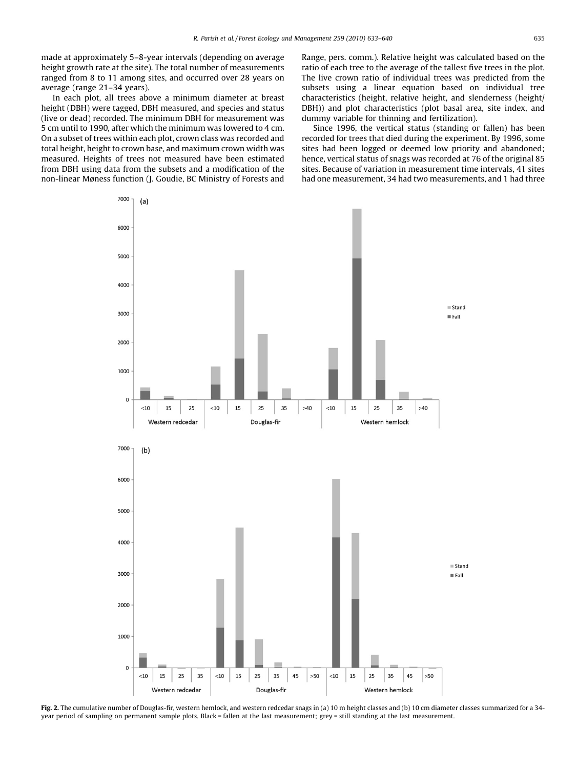made at approximately 5–8-year intervals (depending on average height growth rate at the site). The total number of measurements ranged from 8 to 11 among sites, and occurred over 28 years on average (range 21–34 years).

In each plot, all trees above a minimum diameter at breast height (DBH) were tagged, DBH measured, and species and status (live or dead) recorded. The minimum DBH for measurement was 5 cm until to 1990, after which the minimum was lowered to 4 cm. On a subset of trees within each plot, crown class was recorded and total height, height to crown base, and maximum crown width was measured. Heights of trees not measured have been estimated from DBH using data from the subsets and a modification of the non-linear Møness function (J. Goudie, BC Ministry of Forests and Range, pers. comm.). Relative height was calculated based on the ratio of each tree to the average of the tallest five trees in the plot. The live crown ratio of individual trees was predicted from the subsets using a linear equation based on individual tree characteristics (height, relative height, and slenderness (height/DBH)) and plot characteristics (plot basal area, site index, and dummy variable for thinning and fertilization).

Since 1996, the vertical status (standing or fallen) has been recorded for trees that died during the experiment. By 1996, some sites had been logged or deemed low priority and abandoned; hence, vertical status of snags was recorded at 76 of the original 85 sites. Because of variation in measurement time intervals, 41 sites had one measurement, 34 had two measurements, and 1 had three

**Fig. 2.** The cumulative number of Douglas-fir, western hemlock, and western redcedar snags in (a) 10 m height classes and (b) 10 cm diameter classes summarized for a 34-year period of sampling on permanent sample plots. Black = fallen at the last measurement; grey = still standing at the last measurement.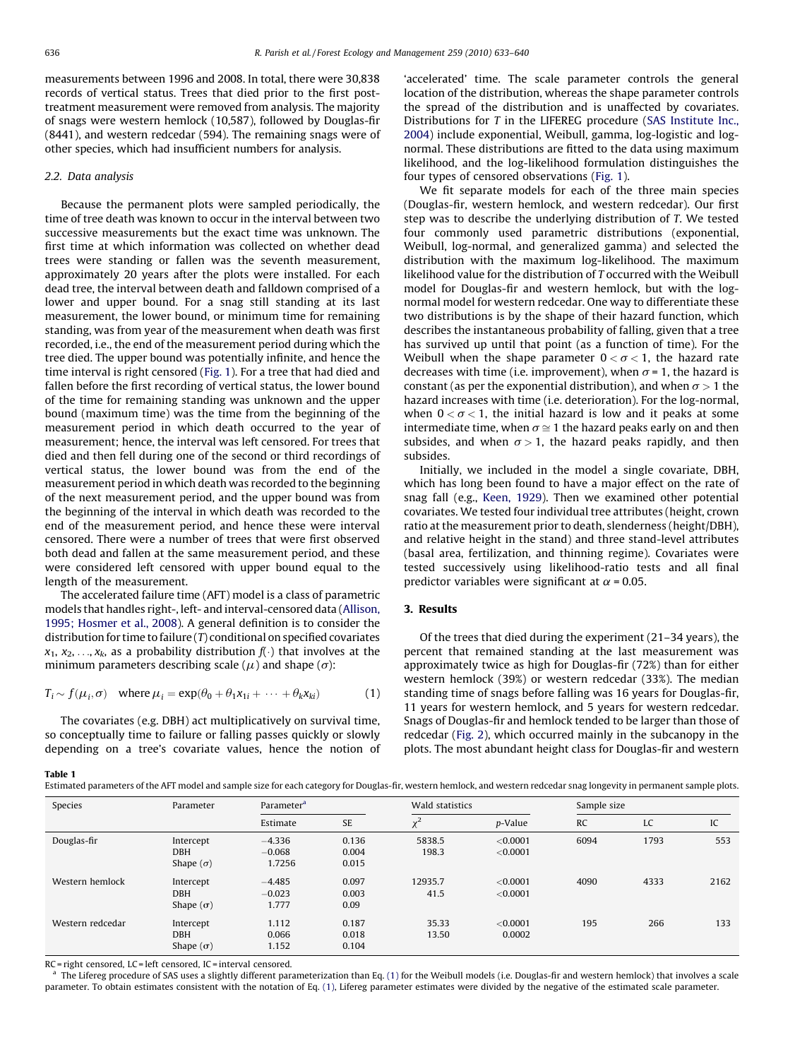measurements between 1996 and 2008. In total, there were 30,838 records of vertical status. Trees that died prior to the first post-treatment measurement were removed from analysis. The majority of snags were western hemlock (10,587), followed by Douglas-fir (8441), and western redcedar (594). The remaining snags were of other species, which had insufficient numbers for analysis.

### 2.2. Data analysis

Because the permanent plots were sampled periodically, the time of tree death was known to occur in the interval between two successive measurements but the exact time was unknown. The first time at which information was collected on whether dead trees were standing or fallen was the seventh measurement, approximately 20 years after the plots were installed. For each dead tree, the interval between death and falldown comprised of a lower and upper bound. For a snag still standing at its last measurement, the lower bound, or minimum time for remaining standing, was from year of the measurement when death was first recorded, i.e., the end of the measurement period during which the tree died. The upper bound was potentially infinite, and hence the time interval is right censored (Fig. 1). For a tree that had died and fallen before the first recording of vertical status, the lower bound of the time for remaining standing was unknown and the upper bound (maximum time) was the time from the beginning of the measurement period in which death occurred to the year of measurement; hence, the interval was left censored. For trees that died and then fell during one of the second or third recordings of vertical status, the lower bound was from the end of the measurement period in which death was recorded to the beginning of the next measurement period, and the upper bound was from the beginning of the interval in which death was recorded to the end of the measurement period, and hence these were interval censored. There were a number of trees that were first observed both dead and fallen at the same measurement period, and these were considered left censored with upper bound equal to the length of the measurement.

The accelerated failure time (AFT) model is a class of parametric models that handles right-, left- and interval-censored data (Allison, 1995; Hosmer et al., 2008). A general definition is to consider the distribution for time to failure ($T$) conditional on specified covariates $x_1, x_2, \ldots, x_k$, as a probability distribution $f(\cdot)$ that involves at the minimum parameters describing scale ($\mu$) and shape ($\sigma$):

$$T_i \sim f(\mu_i, \sigma) \quad \text{where } \mu_i = \exp(\theta_0 + \theta_1 x_{1i} + \cdots + \theta_k x_{ki}) \tag{1}$$

The covariates (e.g. DBH) act multiplicatively on survival time, so conceptually time to failure or falling passes quickly or slowly depending on a tree's covariate values, hence the notion of 'accelerated' time. The scale parameter controls the general location of the distribution, whereas the shape parameter controls the spread of the distribution and is unaffected by covariates. Distributions for $T$ in the LIFEREG procedure (SAS Institute Inc., 2004) include exponential, Weibull, gamma, log-logistic and log-normal. These distributions are fitted to the data using maximum likelihood, and the log-likelihood formulation distinguishes the four types of censored observations (Fig. 1).

We fit separate models for each of the three main species (Douglas-fir, western hemlock, and western redcedar). Our first step was to describe the underlying distribution of $T$. We tested four commonly used parametric distributions (exponential, Weibull, log-normal, and generalized gamma) and selected the distribution with the maximum log-likelihood. The maximum likelihood value for the distribution of $T$ occurred with the Weibull model for Douglas-fir and western hemlock, but with the log-normal model for western redcedar. One way to differentiate these two distributions is by the shape of their hazard function, which describes the instantaneous probability of falling, given that a tree has survived up until that point (as a function of time). For the Weibull when the shape parameter $0 < \sigma < 1$, the hazard rate decreases with time (i.e. improvement), when $\sigma = 1$, the hazard is constant (as per the exponential distribution), and when $\sigma > 1$ the hazard increases with time (i.e. deterioration). For the log-normal, when $0 < \sigma < 1$, the initial hazard is low and it peaks at some intermediate time, when $\sigma \cong 1$ the hazard peaks early on and then subsides, and when $\sigma > 1$, the hazard peaks rapidly, and then subsides.

Initially, we included in the model a single covariate, DBH, which has long been found to have a major effect on the rate of snag fall (e.g., Keen, 1929). Then we examined other potential covariates. We tested four individual tree attributes (height, crown ratio at the measurement prior to death, slenderness (height/DBH), and relative height in the stand) and three stand-level attributes (basal area, fertilization, and thinning regime). Covariates were tested successively using likelihood-ratio tests and all final predictor variables were significant at $\alpha = 0.05$.

## 3. Results

Of the trees that died during the experiment (21–34 years), the percent that remained standing at the last measurement was approximately twice as high for Douglas-fir (72%) than for either western hemlock (39%) or western redcedar (33%). The median standing time of snags before falling was 16 years for Douglas-fir, 11 years for western hemlock, and 5 years for western redcedar. Snags of Douglas-fir and hemlock tended to be larger than those of redcedar (Fig. 2), which occurred mainly in the subcanopy in the plots. The most abundant height class for Douglas-fir and western

**Table 1**
Estimated parameters of the AFT model and sample size for each category for Douglas-fir, western hemlock, and western redcedar snag longevity in permanent sample plots.

| Species | Parameter | Parameter[a] | | Wald statistics | | Sample size | | |
|---|---|---|---|---|---|---|---|---|
| | | Estimate | SE | $\chi^2$ | *p*-Value | RC | LC | IC |
| Douglas-fir | Intercept | −4.336 | 0.136 | 5838.5 | <0.0001 | 6094 | 1793 | 553 |
| | DBH | −0.068 | 0.004 | 198.3 | <0.0001 | | | |
| | Shape ($\sigma$) | 1.7256 | 0.015 | | | | | |
| Western hemlock | Intercept | −4.485 | 0.097 | 12935.7 | <0.0001 | 4090 | 4333 | 2162 |
| | DBH | −0.023 | 0.003 | 41.5 | <0.0001 | | | |
| | Shape ($\sigma$) | 1.777 | 0.09 | | | | | |
| Western redcedar | Intercept | 1.112 | 0.187 | 35.33 | <0.0001 | 195 | 266 | 133 |
| | DBH | 0.066 | 0.018 | 13.50 | 0.0002 | | | |
| | Shape ($\sigma$) | 1.152 | 0.104 | | | | | |

RC = right censored, LC = left censored, IC = interval censored.
[a] The Lifereg procedure of SAS uses a slightly different parameterization than Eq. (1) for the Weibull models (i.e. Douglas-fir and western hemlock) that involves a scale parameter. To obtain estimates consistent with the notation of Eq. (1), Lifereg parameter estimates were divided by the negative of the estimated scale parameter.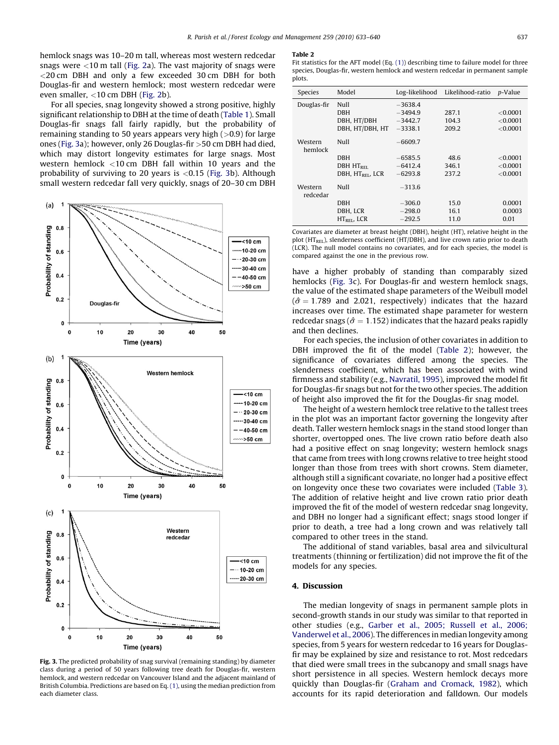hemlock snags was 10–20 m tall, whereas most western redcedar snags were <10 m tall (Fig. 2a). The vast majority of snags were <20 cm DBH and only a few exceeded 30 cm DBH for both Douglas-fir and western hemlock; most western redcedar were even smaller, <10 cm DBH (Fig. 2b).

For all species, snag longevity showed a strong positive, highly significant relationship to DBH at the time of death (Table 1). Small Douglas-fir snags fall fairly rapidly, but the probability of remaining standing to 50 years appears very high (>0.9) for large ones (Fig. 3a); however, only 26 Douglas-fir >50 cm DBH had died, which may distort longevity estimates for large snags. Most western hemlock <10 cm DBH fall within 10 years and the probability of surviving to 20 years is <0.15 (Fig. 3b). Although small western redcedar fall very quickly, snags of 20–30 cm DBH have a higher probably of standing than comparably sized hemlocks (Fig. 3c). For Douglas-fir and western hemlock snags, the value of the estimated shape parameters of the Weibull model ($\hat{\sigma} = 1.789$ and 2.021, respectively) indicates that the hazard increases over time. The estimated shape parameter for western redcedar snags ($\hat{\sigma} = 1.152$) indicates that the hazard peaks rapidly and then declines.

**Fig. 3.** The predicted probability of snag survival (remaining standing) by diameter class during a period of 50 years following tree death for Douglas-fir, western hemlock, and western redcedar on Vancouver Island and the adjacent mainland of British Columbia. Predictions are based on Eq. (1), using the median prediction from each diameter class.

**Table 2**
Fit statistics for the AFT model (Eq. (1)) describing time to failure model for three species, Douglas-fir, western hemlock and western redcedar in permanent sample plots.

| Species | Model | Log-likelihood | Likelihood-ratio | p-Value |
|---|---|---|---|---|
| Douglas-fir | Null | −3638.4 | | |
| | DBH | −3494.9 | 287.1 | <0.0001 |
| | DBH, HT/DBH | −3442.7 | 104.3 | <0.0001 |
| | DBH, HT/DBH, HT | −3338.1 | 209.2 | <0.0001 |
| Western hemlock | Null | −6609.7 | | |
| | DBH | −6585.5 | 48.6 | <0.0001 |
| | DBH $HT_{REL}$ | −6412.4 | 346.1 | <0.0001 |
| | DBH, $HT_{REL}$, LCR | −6293.8 | 237.2 | <0.0001 |
| Western redcedar | Null | −313.6 | | |
| | DBH | −306.0 | 15.0 | 0.0001 |
| | DBH, LCR | −298.0 | 16.1 | 0.0003 |
| | $HT_{REL}$, LCR | −292.5 | 11.0 | 0.01 |

Covariates are diameter at breast height (DBH), height (HT), relative height in the plot ($HT_{REL}$), slenderness coefficient (HT/DBH), and live crown ratio prior to death (LCR). The null model contains no covariates, and for each species, the model is compared against the one in the previous row.

For each species, the inclusion of other covariates in addition to DBH improved the fit of the model (Table 2); however, the significance of covariates differed among the species. The slenderness coefficient, which has been associated with wind firmness and stability (e.g., Navratil, 1995), improved the model fit for Douglas-fir snags but not for the two other species. The addition of height also improved the fit for the Douglas-fir snag model.

The height of a western hemlock tree relative to the tallest trees in the plot was an important factor governing the longevity after death. Taller western hemlock snags in the stand stood longer than shorter, overtopped ones. The live crown ratio before death also had a positive effect on snag longevity; western hemlock snags that came from trees with long crowns relative to tree height stood longer than those from trees with short crowns. Stem diameter, although still a significant covariate, no longer had a positive effect on longevity once these two covariates were included (Table 3). The addition of relative height and live crown ratio prior death improved the fit of the model of western redcedar snag longevity, and DBH no longer had a significant effect; snags stood longer if prior to death, a tree had a long crown and was relatively tall compared to other trees in the stand.

The additional of stand variables, basal area and silvicultural treatments (thinning or fertilization) did not improve the fit of the models for any species.

## 4. Discussion

The median longevity of snags in permanent sample plots in second-growth stands in our study was similar to that reported in other studies (e.g., Garber et al., 2005; Russell et al., 2006; Vanderwel et al., 2006). The differences in median longevity among species, from 5 years for western redcedar to 16 years for Douglas-fir may be explained by size and resistance to rot. Most redcedars that died were small trees in the subcanopy and small snags have short persistence in all species. Western hemlock decays more quickly than Douglas-fir (Graham and Cromack, 1982), which accounts for its rapid deterioration and falldown. Our models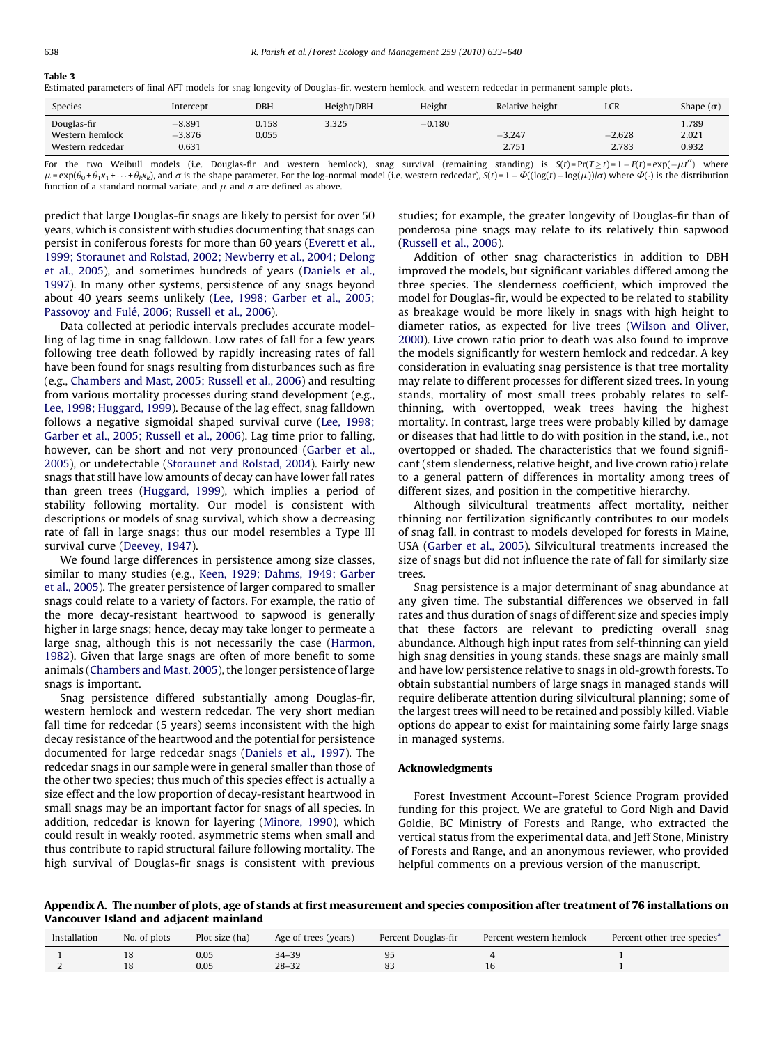**Table 3**
Estimated parameters of final AFT models for snag longevity of Douglas-fir, western hemlock, and western redcedar in permanent sample plots.

| Species | Intercept | DBH | Height/DBH | Height | Relative height | LCR | Shape ($\sigma$) |
|---|---|---|---|---|---|---|---|
| Douglas-fir | −8.891 | 0.158 | 3.325 | −0.180 | | | 1.789 |
| Western hemlock | −3.876 | 0.055 | | | −3.247 | −2.628 | 2.021 |
| Western redcedar | 0.631 | | | | 2.751 | 2.783 | 0.932 |

For the two Weibull models (i.e. Douglas-fir and western hemlock), snag survival (remaining standing) is $S(t) = \Pr(T \geq t) = 1 - F(t) = \exp(-\mu t^{\sigma})$ where $\mu = \exp(\theta_0 + \theta_1 x_1 + \cdots + \theta_k x_k)$, and $\sigma$ is the shape parameter. For the log-normal model (i.e. western redcedar), $S(t) = 1 - \Phi((\log(t) - \log(\mu))/\sigma)$ where $\Phi(\cdot)$ is the distribution function of a standard normal variate, and $\mu$ and $\sigma$ are defined as above.

predict that large Douglas-fir snags are likely to persist for over 50 years, which is consistent with studies documenting that snags can persist in coniferous forests for more than 60 years (Everett et al., 1999; Storaunet and Rolstad, 2002; Newberry et al., 2004; Delong et al., 2005), and sometimes hundreds of years (Daniels et al., 1997). In many other systems, persistence of any snags beyond about 40 years seems unlikely (Lee, 1998; Garber et al., 2005; Passovoy and Fulé, 2006; Russell et al., 2006).

Data collected at periodic intervals precludes accurate modelling of lag time in snag falldown. Low rates of fall for a few years following tree death followed by rapidly increasing rates of fall have been found for snags resulting from disturbances such as fire (e.g., Chambers and Mast, 2005; Russell et al., 2006) and resulting from various mortality processes during stand development (e.g., Lee, 1998; Huggard, 1999). Because of the lag effect, snag falldown follows a negative sigmoidal shaped survival curve (Lee, 1998; Garber et al., 2005; Russell et al., 2006). Lag time prior to falling, however, can be short and not very pronounced (Garber et al., 2005), or undetectable (Storaunet and Rolstad, 2004). Fairly new snags that still have low amounts of decay can have lower fall rates than green trees (Huggard, 1999), which implies a period of stability following mortality. Our model is consistent with descriptions or models of snag survival, which show a decreasing rate of fall in large snags; thus our model resembles a Type III survival curve (Deevey, 1947).

We found large differences in persistence among size classes, similar to many studies (e.g., Keen, 1929; Dahms, 1949; Garber et al., 2005). The greater persistence of larger compared to smaller snags could relate to a variety of factors. For example, the ratio of the more decay-resistant heartwood to sapwood is generally higher in large snags; hence, decay may take longer to permeate a large snag, although this is not necessarily the case (Harmon, 1982). Given that large snags are often of more benefit to some animals (Chambers and Mast, 2005), the longer persistence of large snags is important.

Snag persistence differed substantially among Douglas-fir, western hemlock and western redcedar. The very short median fall time for redcedar (5 years) seems inconsistent with the high decay resistance of the heartwood and the potential for persistence documented for large redcedar snags (Daniels et al., 1997). The redcedar snags in our sample were in general smaller than those of the other two species; thus much of this species effect is actually a size effect and the low proportion of decay-resistant heartwood in small snags may be an important factor for snags of all species. In addition, redcedar is known for layering (Minore, 1990), which could result in weakly rooted, asymmetric stems when small and thus contribute to rapid structural failure following mortality. The high survival of Douglas-fir snags is consistent with previous studies; for example, the greater longevity of Douglas-fir than of ponderosa pine snags may relate to its relatively thin sapwood (Russell et al., 2006).

Addition of other snag characteristics in addition to DBH improved the models, but significant variables differed among the three species. The slenderness coefficient, which improved the model for Douglas-fir, would be expected to be related to stability as breakage would be more likely in snags with high height to diameter ratios, as expected for live trees (Wilson and Oliver, 2000). Live crown ratio prior to death was also found to improve the models significantly for western hemlock and redcedar. A key consideration in evaluating snag persistence is that tree mortality may relate to different processes for different sized trees. In young stands, mortality of most small trees probably relates to self-thinning, with overtopped, weak trees having the highest mortality. In contrast, large trees were probably killed by damage or diseases that had little to do with position in the stand, i.e., not overtopped or shaded. The characteristics that we found significant (stem slenderness, relative height, and live crown ratio) relate to a general pattern of differences in mortality among trees of different sizes, and position in the competitive hierarchy.

Although silvicultural treatments affect mortality, neither thinning nor fertilization significantly contributes to our models of snag fall, in contrast to models developed for forests in Maine, USA (Garber et al., 2005). Silvicultural treatments increased the size of snags but did not influence the rate of fall for similarly size trees.

Snag persistence is a major determinant of snag abundance at any given time. The substantial differences we observed in fall rates and thus duration of snags of different size and species imply that these factors are relevant to predicting overall snag abundance. Although high input rates from self-thinning can yield high snag densities in young stands, these snags are mainly small and have low persistence relative to snags in old-growth forests. To obtain substantial numbers of large snags in managed stands will require deliberate attention during silvicultural planning; some of the largest trees will need to be retained and possibly killed. Viable options do appear to exist for maintaining some fairly large snags in managed systems.

## Acknowledgments

Forest Investment Account–Forest Science Program provided funding for this project. We are grateful to Gord Nigh and David Goldie, BC Ministry of Forests and Range, who extracted the vertical status from the experimental data, and Jeff Stone, Ministry of Forests and Range, and an anonymous reviewer, who provided helpful comments on a previous version of the manuscript.

## Appendix A. The number of plots, age of stands at first measurement and species composition after treatment of 76 installations on Vancouver Island and adjacent mainland

| Installation | No. of plots | Plot size (ha) | Age of trees (years) | Percent Douglas-fir | Percent western hemlock | Percent other tree species[a] |
|---|---|---|---|---|---|---|
| 1 | 18 | 0.05 | 34–39 | 95 | 4 | 1 |
| 2 | 18 | 0.05 | 28–32 | 83 | 16 | 1 |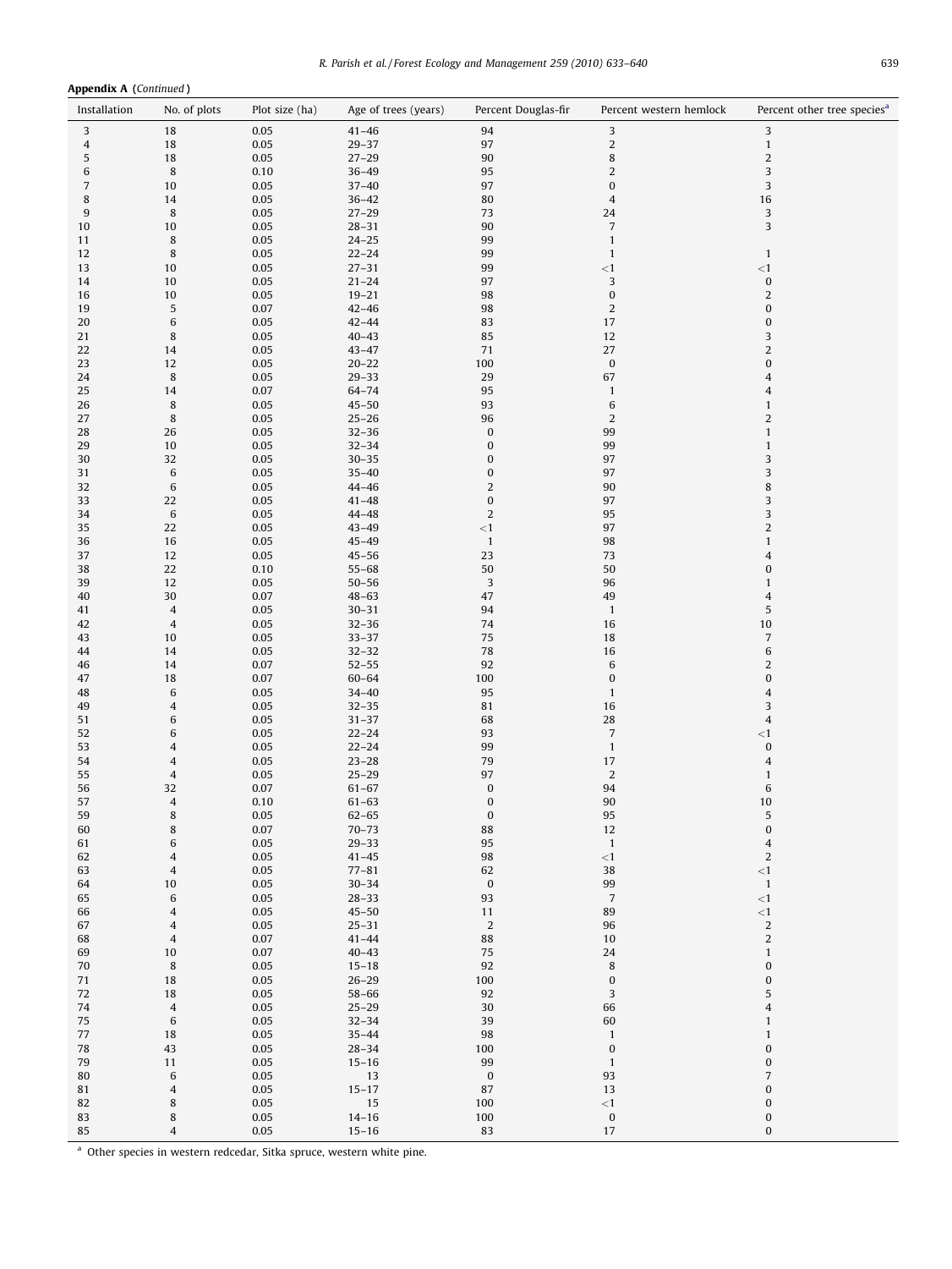**Appendix A** (*Continued*)

| Installation | No. of plots | Plot size (ha) | Age of trees (years) | Percent Douglas-fir | Percent western hemlock | Percent other tree species[a] |
|---|---|---|---|---|---|---|
| 3 | 18 | 0.05 | 41–46 | 94 | 3 | 3 |
| 4 | 18 | 0.05 | 29–37 | 97 | 2 | 1 |
| 5 | 18 | 0.05 | 27–29 | 90 | 8 | 2 |
| 6 | 8 | 0.10 | 36–49 | 95 | 2 | 3 |
| 7 | 10 | 0.05 | 37–40 | 97 | 0 | 3 |
| 8 | 14 | 0.05 | 36–42 | 80 | 4 | 16 |
| 9 | 8 | 0.05 | 27–29 | 73 | 24 | 3 |
| 10 | 10 | 0.05 | 28–31 | 90 | 7 | 3 |
| 11 | 8 | 0.05 | 24–25 | 99 | 1 | |
| 12 | 8 | 0.05 | 22–24 | 99 | 1 | 1 |
| 13 | 10 | 0.05 | 27–31 | 99 | <1 | <1 |
| 14 | 10 | 0.05 | 21–24 | 97 | 3 | 0 |
| 16 | 10 | 0.05 | 19–21 | 98 | 0 | 2 |
| 19 | 5 | 0.07 | 42–46 | 98 | 2 | 0 |
| 20 | 6 | 0.05 | 42–44 | 83 | 17 | 0 |
| 21 | 8 | 0.05 | 40–43 | 85 | 12 | 3 |
| 22 | 14 | 0.05 | 43–47 | 71 | 27 | 2 |
| 23 | 12 | 0.05 | 20–22 | 100 | 0 | 0 |
| 24 | 8 | 0.05 | 29–33 | 29 | 67 | 4 |
| 25 | 14 | 0.07 | 64–74 | 95 | 1 | 4 |
| 26 | 8 | 0.05 | 45–50 | 93 | 6 | 1 |
| 27 | 8 | 0.05 | 25–26 | 96 | 2 | 2 |
| 28 | 26 | 0.05 | 32–36 | 0 | 99 | 1 |
| 29 | 10 | 0.05 | 32–34 | 0 | 99 | 1 |
| 30 | 32 | 0.05 | 30–35 | 0 | 97 | 3 |
| 31 | 6 | 0.05 | 35–40 | 0 | 97 | 3 |
| 32 | 6 | 0.05 | 44–46 | 2 | 90 | 8 |
| 33 | 22 | 0.05 | 41–48 | 0 | 97 | 3 |
| 34 | 6 | 0.05 | 44–48 | 2 | 95 | 3 |
| 35 | 22 | 0.05 | 43–49 | <1 | 97 | 2 |
| 36 | 16 | 0.05 | 45–49 | 1 | 98 | 1 |
| 37 | 12 | 0.05 | 45–56 | 23 | 73 | 4 |
| 38 | 22 | 0.10 | 55–68 | 50 | 50 | 0 |
| 39 | 12 | 0.05 | 50–56 | 3 | 96 | 1 |
| 40 | 30 | 0.07 | 48–63 | 47 | 49 | 4 |
| 41 | 4 | 0.05 | 30–31 | 94 | 1 | 5 |
| 42 | 4 | 0.05 | 32–36 | 74 | 16 | 10 |
| 43 | 10 | 0.05 | 33–37 | 75 | 18 | 7 |
| 44 | 14 | 0.05 | 32–32 | 78 | 16 | 6 |
| 46 | 14 | 0.07 | 52–55 | 92 | 6 | 2 |
| 47 | 18 | 0.07 | 60–64 | 100 | 0 | 0 |
| 48 | 6 | 0.05 | 34–40 | 95 | 1 | 4 |
| 49 | 4 | 0.05 | 32–35 | 81 | 16 | 3 |
| 51 | 6 | 0.05 | 31–37 | 68 | 28 | 4 |
| 52 | 6 | 0.05 | 22–24 | 93 | 7 | <1 |
| 53 | 4 | 0.05 | 22–24 | 99 | 1 | 0 |
| 54 | 4 | 0.05 | 23–28 | 79 | 17 | 4 |
| 55 | 4 | 0.05 | 25–29 | 97 | 2 | 1 |
| 56 | 32 | 0.07 | 61–67 | 0 | 94 | 6 |
| 57 | 4 | 0.10 | 61–63 | 0 | 90 | 10 |
| 59 | 8 | 0.05 | 62–65 | 0 | 95 | 5 |
| 60 | 8 | 0.07 | 70–73 | 88 | 12 | 0 |
| 61 | 6 | 0.05 | 29–33 | 95 | 1 | 4 |
| 62 | 4 | 0.05 | 41–45 | 98 | <1 | 2 |
| 63 | 4 | 0.05 | 77–81 | 62 | 38 | <1 |
| 64 | 10 | 0.05 | 30–34 | 0 | 99 | 1 |
| 65 | 6 | 0.05 | 28–33 | 93 | 7 | <1 |
| 66 | 4 | 0.05 | 45–50 | 11 | 89 | <1 |
| 67 | 4 | 0.05 | 25–31 | 2 | 96 | 2 |
| 68 | 4 | 0.07 | 41–44 | 88 | 10 | 2 |
| 69 | 10 | 0.07 | 40–43 | 75 | 24 | 1 |
| 70 | 8 | 0.05 | 15–18 | 92 | 8 | 0 |
| 71 | 18 | 0.05 | 26–29 | 100 | 0 | 0 |
| 72 | 18 | 0.05 | 58–66 | 92 | 3 | 5 |
| 74 | 4 | 0.05 | 25–29 | 30 | 66 | 4 |
| 75 | 6 | 0.05 | 32–34 | 39 | 60 | 1 |
| 77 | 18 | 0.05 | 35–44 | 98 | 1 | 1 |
| 78 | 43 | 0.05 | 28–34 | 100 | 0 | 0 |
| 79 | 11 | 0.05 | 15–16 | 99 | 1 | 0 |
| 80 | 6 | 0.05 | 13 | 0 | 93 | 7 |
| 81 | 4 | 0.05 | 15–17 | 87 | 13 | 0 |
| 82 | 8 | 0.05 | 15 | 100 | <1 | 0 |
| 83 | 8 | 0.05 | 14–16 | 100 | 0 | 0 |
| 85 | 4 | 0.05 | 15–16 | 83 | 17 | 0 |

[a] Other species in western redcedar, Sitka spruce, western white pine.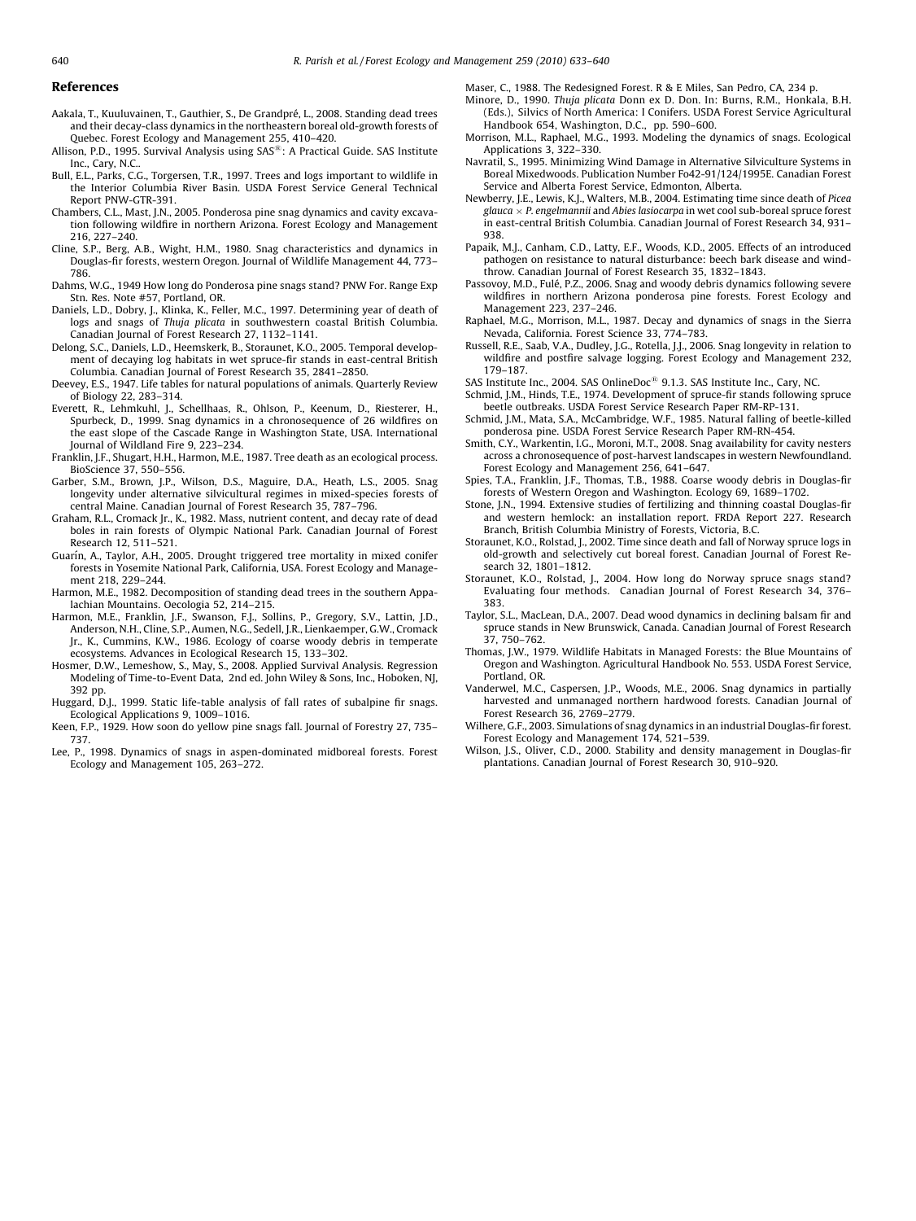## References

Aakala, T., Kuuluvainen, T., Gauthier, S., De Grandpré, L., 2008. Standing dead trees and their decay-class dynamics in the northeastern boreal old-growth forests of Quebec. Forest Ecology and Management 255, 410–420.

Allison, P.D., 1995. Survival Analysis using SAS®: A Practical Guide. SAS Institute Inc., Cary, N.C..

Bull, E.L., Parks, C.G., Torgersen, T.R., 1997. Trees and logs important to wildlife in the Interior Columbia River Basin. USDA Forest Service General Technical Report PNW-GTR-391.

Chambers, C.L., Mast, J.N., 2005. Ponderosa pine snag dynamics and cavity excavation following wildfire in northern Arizona. Forest Ecology and Management 216, 227–240.

Cline, S.P., Berg, A.B., Wight, H.M., 1980. Snag characteristics and dynamics in Douglas-fir forests, western Oregon. Journal of Wildlife Management 44, 773–786.

Dahms, W.G., 1949 How long do Ponderosa pine snags stand? PNW For. Range Exp Stn. Res. Note #57, Portland, OR.

Daniels, L.D., Dobry, J., Klinka, K., Feller, M.C., 1997. Determining year of death of logs and snags of *Thuja plicata* in southwestern coastal British Columbia. Canadian Journal of Forest Research 27, 1132–1141.

Delong, S.C., Daniels, L.D., Heemskerk, B., Storaunet, K.O., 2005. Temporal development of decaying log habitats in wet spruce-fir stands in east-central British Columbia. Canadian Journal of Forest Research 35, 2841–2850.

Deevey, E.S., 1947. Life tables for natural populations of animals. Quarterly Review of Biology 22, 283–314.

Everett, R., Lehmkuhl, J., Schellhaas, R., Ohlson, P., Keenum, D., Riesterer, H., Spurbeck, D., 1999. Snag dynamics in a chronosequence of 26 wildfires on the east slope of the Cascade Range in Washington State, USA. International Journal of Wildland Fire 9, 223–234.

Franklin, J.F., Shugart, H.H., Harmon, M.E., 1987. Tree death as an ecological process. BioScience 37, 550–556.

Garber, S.M., Brown, J.P., Wilson, D.S., Maguire, D.A., Heath, L.S., 2005. Snag longevity under alternative silvicultural regimes in mixed-species forests of central Maine. Canadian Journal of Forest Research 35, 787–796.

Graham, R.L., Cromack Jr., K., 1982. Mass, nutrient content, and decay rate of dead boles in rain forests of Olympic National Park. Canadian Journal of Forest Research 12, 511–521.

Guarín, A., Taylor, A.H., 2005. Drought triggered tree mortality in mixed conifer forests in Yosemite National Park, California, USA. Forest Ecology and Management 218, 229–244.

Harmon, M.E., 1982. Decomposition of standing dead trees in the southern Appalachian Mountains. Oecologia 52, 214–215.

Harmon, M.E., Franklin, J.F., Swanson, F.J., Sollins, P., Gregory, S.V., Lattin, J.D., Anderson, N.H., Cline, S.P., Aumen, N.G., Sedell, J.R., Lienkaemper, G.W., Cromack Jr., K., Cummins, K.W., 1986. Ecology of coarse woody debris in temperate ecosystems. Advances in Ecological Research 15, 133–302.

Hosmer, D.W., Lemeshow, S., May, S., 2008. Applied Survival Analysis. Regression Modeling of Time-to-Event Data, 2nd ed. John Wiley & Sons, Inc., Hoboken, NJ, 392 pp.

Huggard, D.J., 1999. Static life-table analysis of fall rates of subalpine fir snags. Ecological Applications 9, 1009–1016.

Keen, F.P., 1929. How soon do yellow pine snags fall. Journal of Forestry 27, 735–737.

Lee, P., 1998. Dynamics of snags in aspen-dominated midboreal forests. Forest Ecology and Management 105, 263–272.

Maser, C., 1988. The Redesigned Forest. R & E Miles, San Pedro, CA, 234 p.

Minore, D., 1990. *Thuja plicata* Donn ex D. Don. In: Burns, R.M., Honkala, B.H. (Eds.), Silvics of North America: I Conifers. USDA Forest Service Agricultural Handbook 654, Washington, D.C., pp. 590–600.

Morrison, M.L., Raphael, M.G., 1993. Modeling the dynamics of snags. Ecological Applications 3, 322–330.

Navratil, S., 1995. Minimizing Wind Damage in Alternative Silviculture Systems in Boreal Mixedwoods. Publication Number Fo42-91/124/1995E. Canadian Forest Service and Alberta Forest Service, Edmonton, Alberta.

Newberry, J.E., Lewis, K.J., Walters, M.B., 2004. Estimating time since death of *Picea glauca* × *P. engelmannii* and *Abies lasiocarpa* in wet cool sub-boreal spruce forest in east-central British Columbia. Canadian Journal of Forest Research 34, 931–938.

Papaik, M.J., Canham, C.D., Latty, E.F., Woods, K.D., 2005. Effects of an introduced pathogen on resistance to natural disturbance: beech bark disease and windthrow. Canadian Journal of Forest Research 35, 1832–1843.

Passovoy, M.D., Fulé, P.Z., 2006. Snag and woody debris dynamics following severe wildfires in northern Arizona ponderosa pine forests. Forest Ecology and Management 223, 237–246.

Raphael, M.G., Morrison, M.L., 1987. Decay and dynamics of snags in the Sierra Nevada, California. Forest Science 33, 774–783.

Russell, R.E., Saab, V.A., Dudley, J.G., Rotella, J.J., 2006. Snag longevity in relation to wildfire and postfire salvage logging. Forest Ecology and Management 232, 179–187.

SAS Institute Inc., 2004. SAS OnlineDoc® 9.1.3. SAS Institute Inc., Cary, NC.

Schmid, J.M., Hinds, T.E., 1974. Development of spruce-fir stands following spruce beetle outbreaks. USDA Forest Service Research Paper RM-RP-131.

Schmid, J.M., Mata, S.A., McCambridge, W.F., 1985. Natural falling of beetle-killed ponderosa pine. USDA Forest Service Research Paper RM-RN-454.

Smith, C.Y., Warkentin, I.G., Moroni, M.T., 2008. Snag availability for cavity nesters across a chronosequence of post-harvest landscapes in western Newfoundland. Forest Ecology and Management 256, 641–647.

Spies, T.A., Franklin, J.F., Thomas, T.B., 1988. Coarse woody debris in Douglas-fir forests of Western Oregon and Washington. Ecology 69, 1689–1702.

Stone, J.N., 1994. Extensive studies of fertilizing and thinning coastal Douglas-fir and western hemlock: an installation report. FRDA Report 227. Research Branch, British Columbia Ministry of Forests, Victoria, B.C.

Storaunet, K.O., Rolstad, J., 2002. Time since death and fall of Norway spruce logs in old-growth and selectively cut boreal forest. Canadian Journal of Forest Research 32, 1801–1812.

Storaunet, K.O., Rolstad, J., 2004. How long do Norway spruce snags stand? Evaluating four methods. Canadian Journal of Forest Research 34, 376–383.

Taylor, S.L., MacLean, D.A., 2007. Dead wood dynamics in declining balsam fir and spruce stands in New Brunswick, Canada. Canadian Journal of Forest Research 37, 750–762.

Thomas, J.W., 1979. Wildlife Habitats in Managed Forests: the Blue Mountains of Oregon and Washington. Agricultural Handbook No. 553. USDA Forest Service, Portland, OR.

Vanderwel, M.C., Caspersen, J.P., Woods, M.E., 2006. Snag dynamics in partially harvested and unmanaged northern hardwood forests. Canadian Journal of Forest Research 36, 2769–2779.

Wilhere, G.F., 2003. Simulations of snag dynamics in an industrial Douglas-fir forest. Forest Ecology and Management 174, 521–539.

Wilson, J.S., Oliver, C.D., 2000. Stability and density management in Douglas-fir plantations. Canadian Journal of Forest Research 30, 910–920.